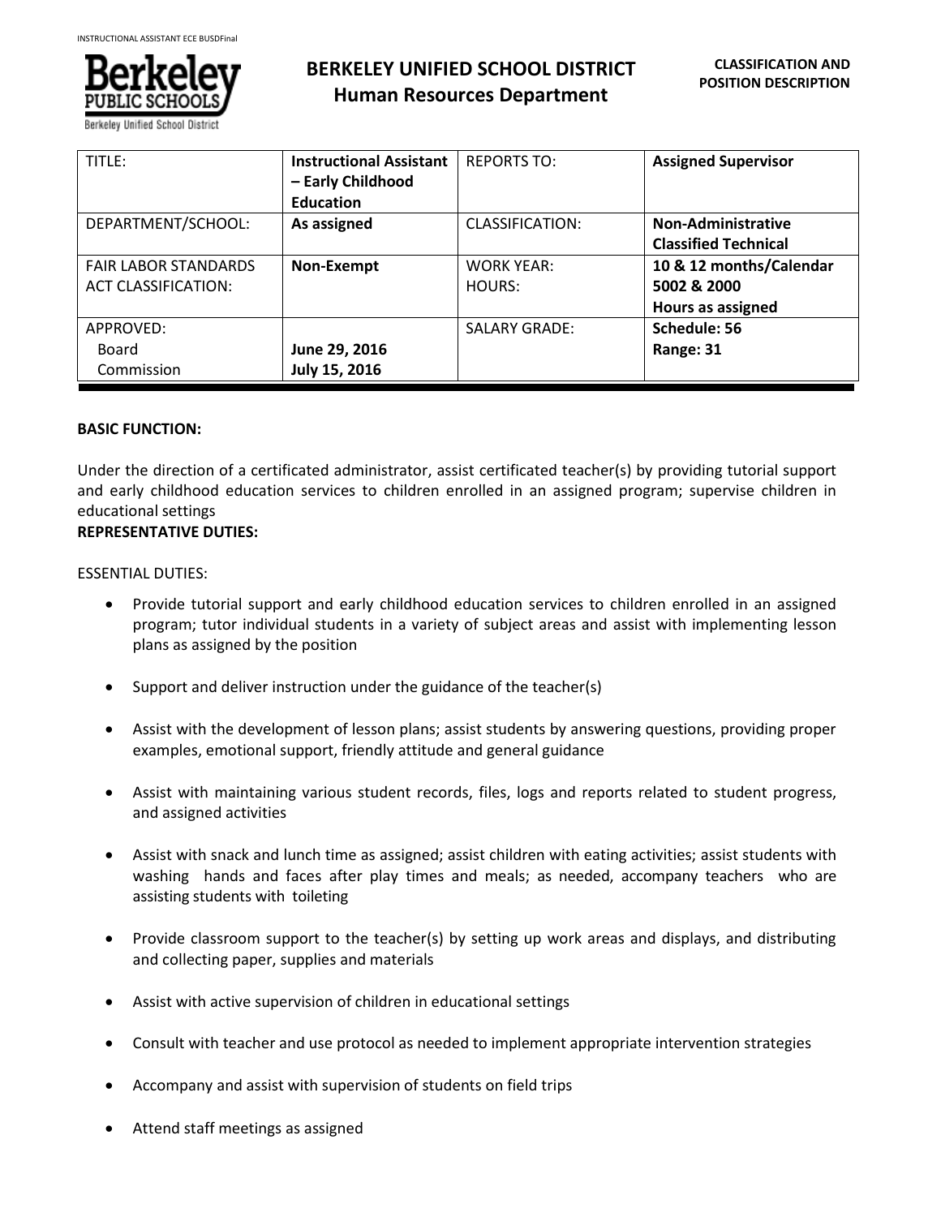# BERKELEY UNIFIED SCHOOL DISTRICT
## Human Resources Department

**CLASSIFICATION AND POSITION DESCRIPTION**

| TITLE: | **Instructional Assistant – Early Childhood Education** | REPORTS TO: | **Assigned Supervisor** |
|---|---|---|---|
| DEPARTMENT/SCHOOL: | **As assigned** | CLASSIFICATION: | **Non-Administrative Classified Technical** |
| FAIR LABOR STANDARDS ACT CLASSIFICATION: | **Non-Exempt** | WORK YEAR: HOURS: | **10 & 12 months/Calendar 5002 & 2000 Hours as assigned** |
| APPROVED: Board Commission | **June 29, 2016 July 15, 2016** | SALARY GRADE: | **Schedule: 56 Range: 31** |

**BASIC FUNCTION:**

Under the direction of a certificated administrator, assist certificated teacher(s) by providing tutorial support and early childhood education services to children enrolled in an assigned program; supervise children in educational settings

**REPRESENTATIVE DUTIES:**

ESSENTIAL DUTIES:

- Provide tutorial support and early childhood education services to children enrolled in an assigned program; tutor individual students in a variety of subject areas and assist with implementing lesson plans as assigned by the position
- Support and deliver instruction under the guidance of the teacher(s)
- Assist with the development of lesson plans; assist students by answering questions, providing proper examples, emotional support, friendly attitude and general guidance
- Assist with maintaining various student records, files, logs and reports related to student progress, and assigned activities
- Assist with snack and lunch time as assigned; assist children with eating activities; assist students with washing hands and faces after play times and meals; as needed, accompany teachers who are assisting students with toileting
- Provide classroom support to the teacher(s) by setting up work areas and displays, and distributing and collecting paper, supplies and materials
- Assist with active supervision of children in educational settings
- Consult with teacher and use protocol as needed to implement appropriate intervention strategies
- Accompany and assist with supervision of students on field trips
- Attend staff meetings as assigned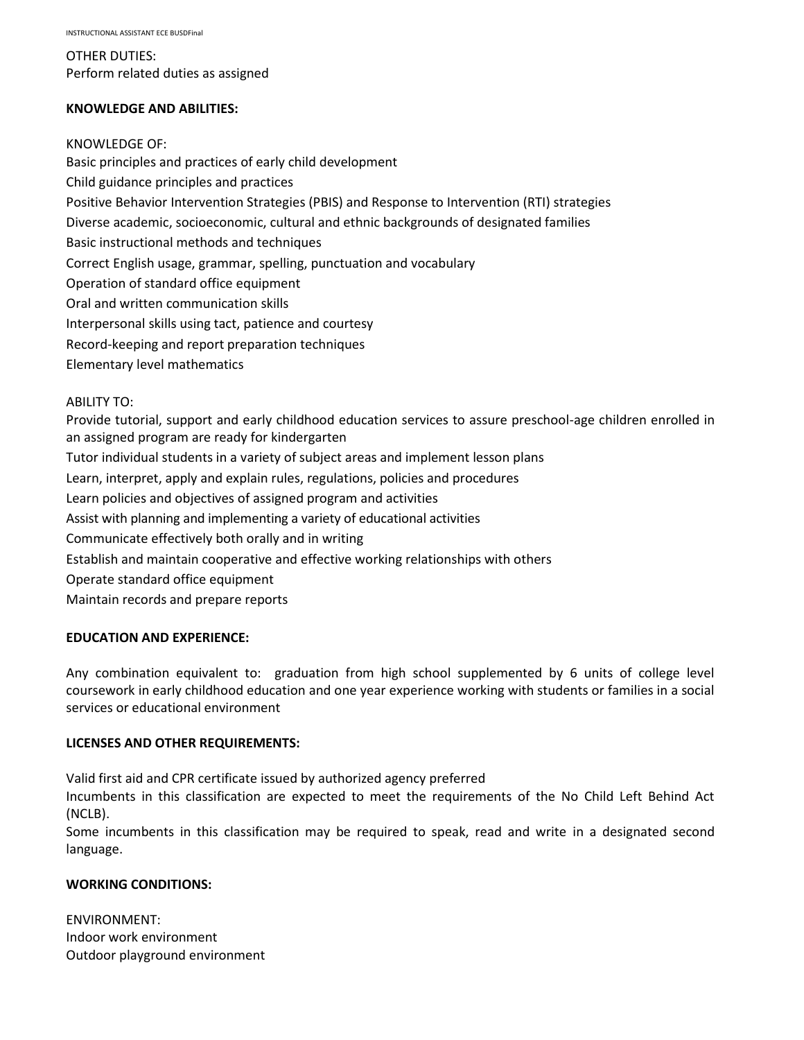OTHER DUTIES:
Perform related duties as assigned

**KNOWLEDGE AND ABILITIES:**

KNOWLEDGE OF:
Basic principles and practices of early child development
Child guidance principles and practices
Positive Behavior Intervention Strategies (PBIS) and Response to Intervention (RTI) strategies
Diverse academic, socioeconomic, cultural and ethnic backgrounds of designated families
Basic instructional methods and techniques
Correct English usage, grammar, spelling, punctuation and vocabulary
Operation of standard office equipment
Oral and written communication skills
Interpersonal skills using tact, patience and courtesy
Record-keeping and report preparation techniques
Elementary level mathematics

ABILITY TO:
Provide tutorial, support and early childhood education services to assure preschool-age children enrolled in an assigned program are ready for kindergarten
Tutor individual students in a variety of subject areas and implement lesson plans
Learn, interpret, apply and explain rules, regulations, policies and procedures
Learn policies and objectives of assigned program and activities
Assist with planning and implementing a variety of educational activities
Communicate effectively both orally and in writing
Establish and maintain cooperative and effective working relationships with others
Operate standard office equipment
Maintain records and prepare reports

**EDUCATION AND EXPERIENCE:**

Any combination equivalent to: graduation from high school supplemented by 6 units of college level coursework in early childhood education and one year experience working with students or families in a social services or educational environment

**LICENSES AND OTHER REQUIREMENTS:**

Valid first aid and CPR certificate issued by authorized agency preferred
Incumbents in this classification are expected to meet the requirements of the No Child Left Behind Act (NCLB).
Some incumbents in this classification may be required to speak, read and write in a designated second language.

**WORKING CONDITIONS:**

ENVIRONMENT:
Indoor work environment
Outdoor playground environment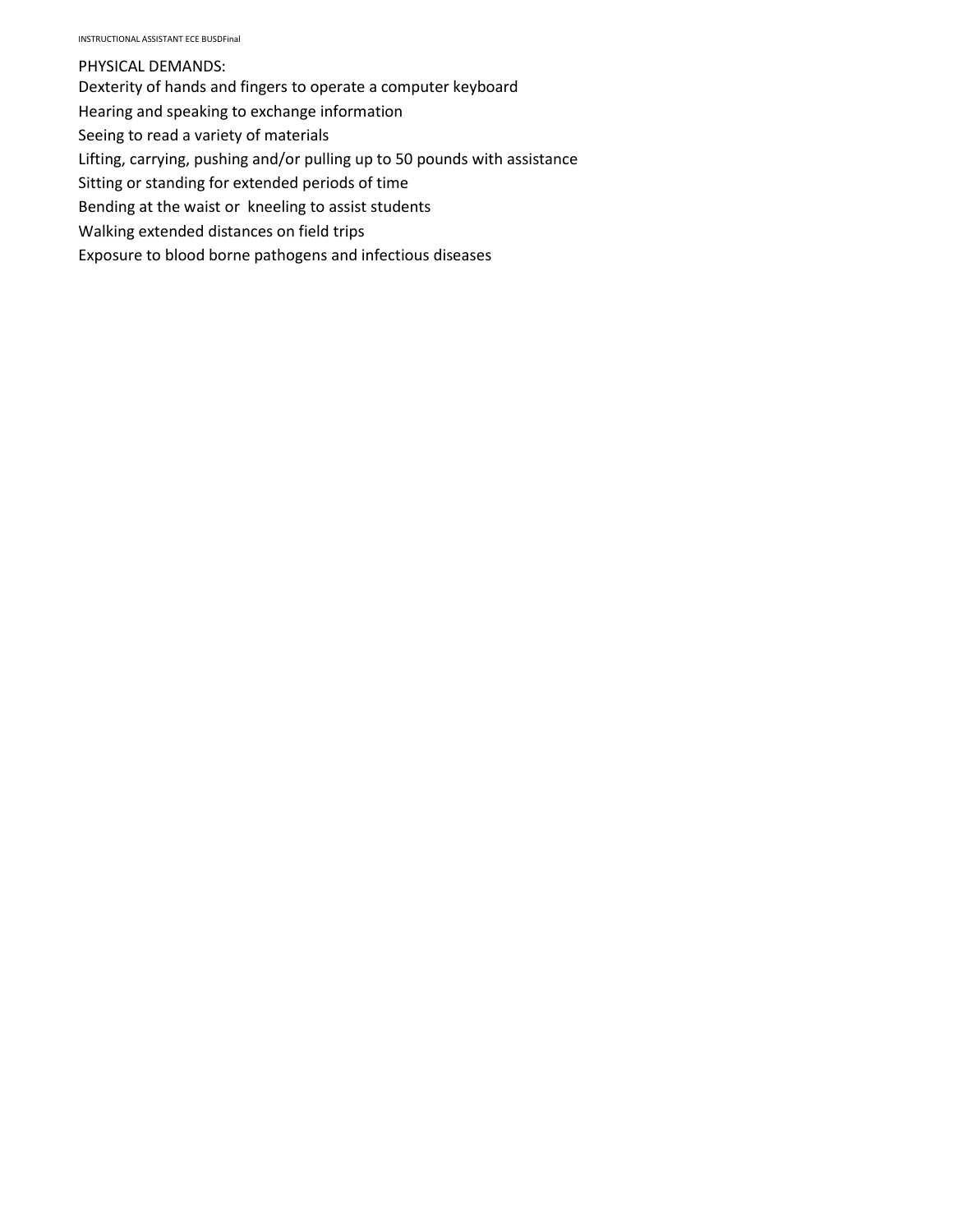PHYSICAL DEMANDS:

Dexterity of hands and fingers to operate a computer keyboard

Hearing and speaking to exchange information

Seeing to read a variety of materials

Lifting, carrying, pushing and/or pulling up to 50 pounds with assistance

Sitting or standing for extended periods of time

Bending at the waist or kneeling to assist students

Walking extended distances on field trips

Exposure to blood borne pathogens and infectious diseases